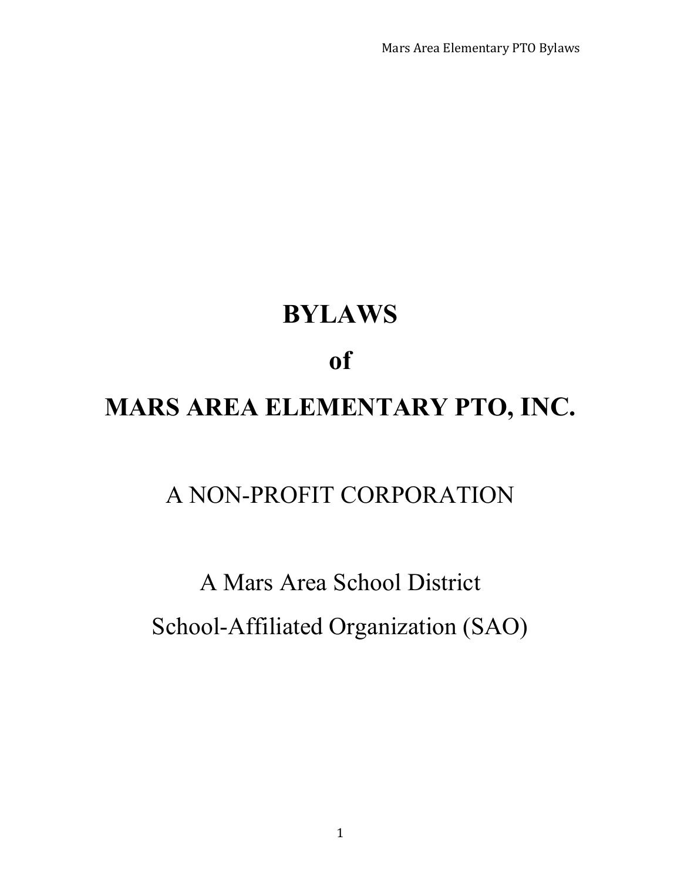# BYLAWS

# of

# MARS AREA ELEMENTARY PTO, INC.

## A NON-PROFIT CORPORATION

## A Mars Area School District

## School-Affiliated Organization (SAO)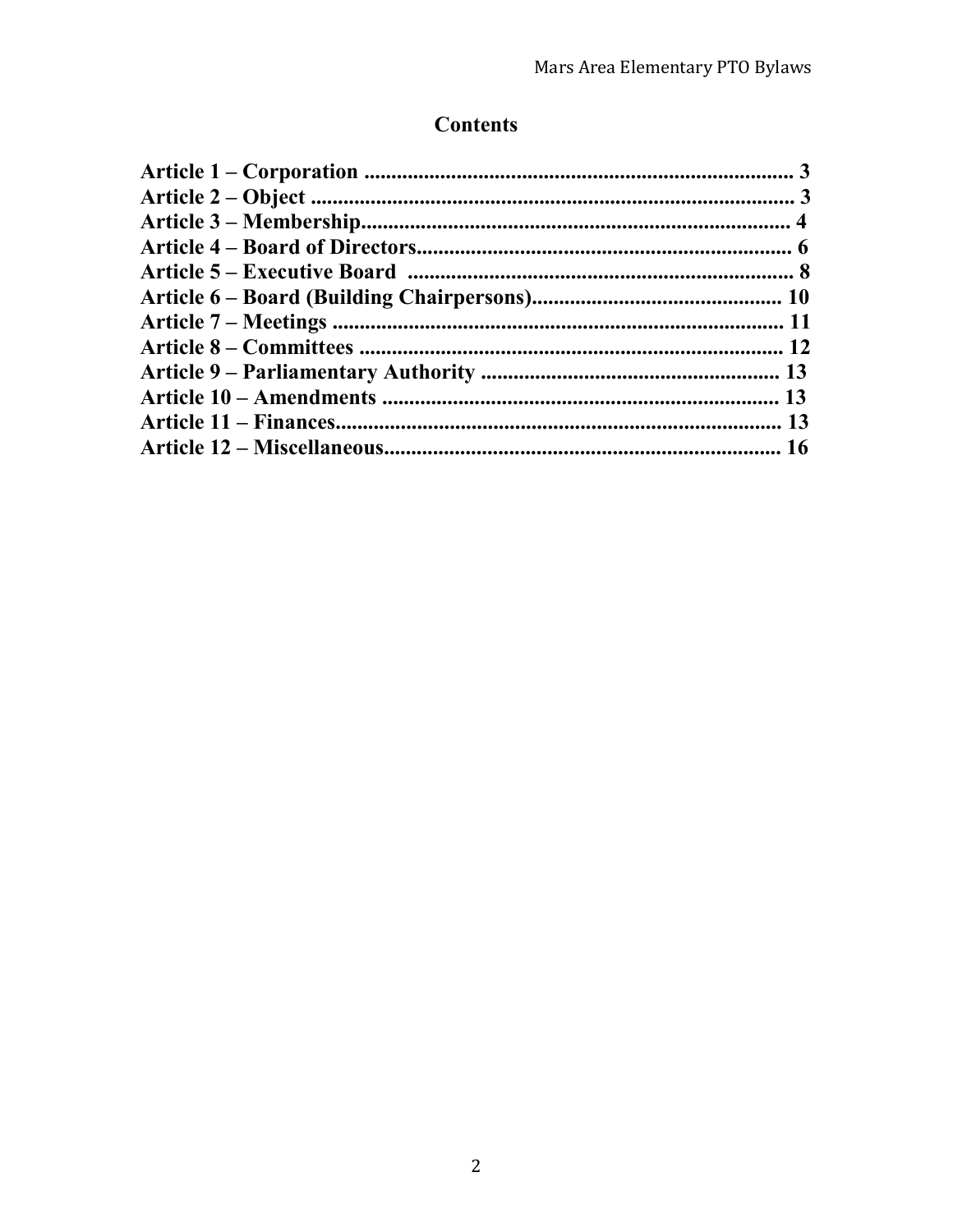# Contents

**Article 1 – Corporation ............................................................................... 3**
**Article 2 – Object .......................................................................................... 3**
**Article 3 – Membership................................................................................ 4**
**Article 4 – Board of Directors...................................................................... 6**
**Article 5 – Executive Board ........................................................................ 8**
**Article 6 – Board (Building Chairpersons)............................................... 10**
**Article 7 – Meetings ................................................................................... 11**
**Article 8 – Committees ............................................................................... 12**
**Article 9 – Parliamentary Authority ........................................................ 13**
**Article 10 – Amendments .......................................................................... 13**
**Article 11 – Finances.................................................................................. 13**
**Article 12 – Miscellaneous......................................................................... 16**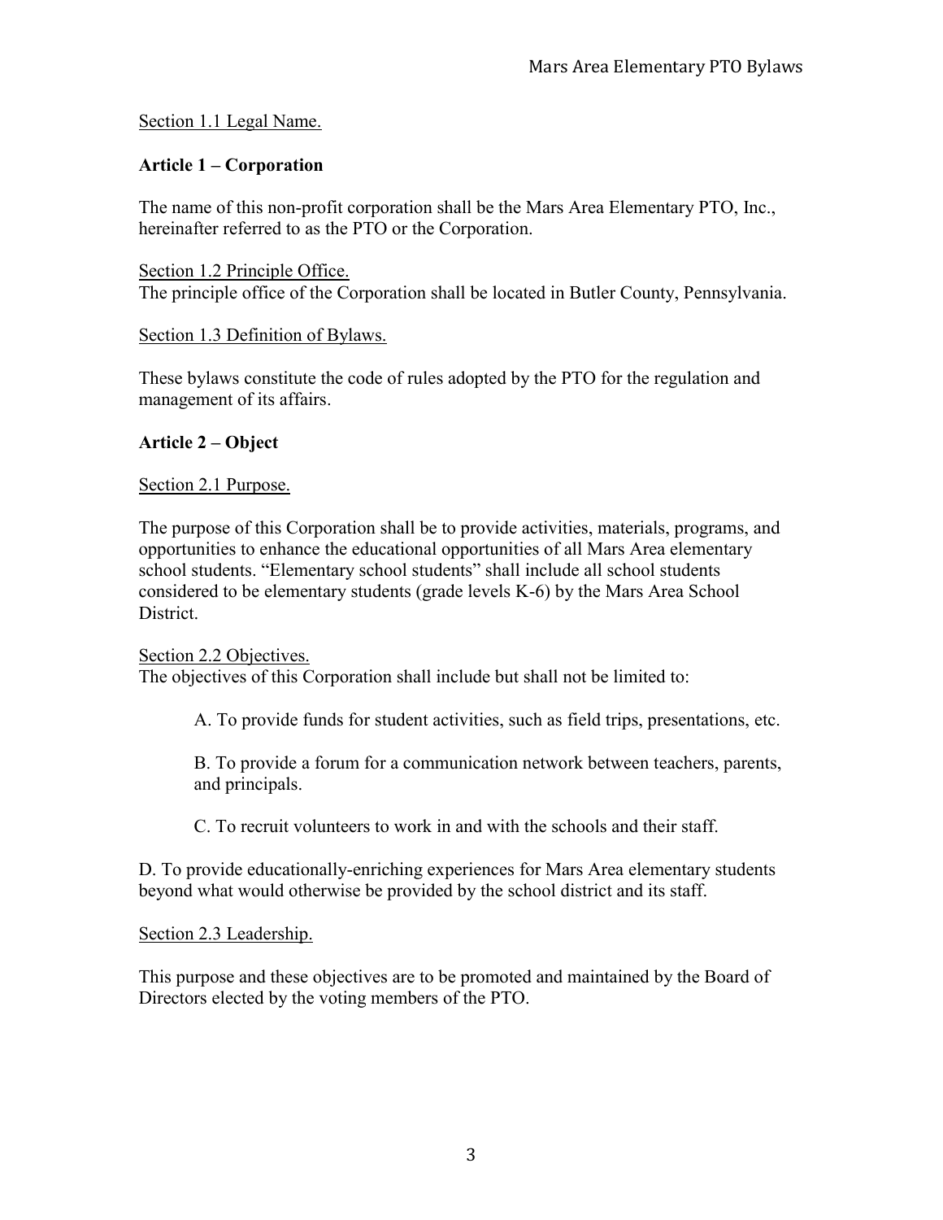Section 1.1 Legal Name.

**Article 1 – Corporation**

The name of this non-profit corporation shall be the Mars Area Elementary PTO, Inc., hereinafter referred to as the PTO or the Corporation.

Section 1.2 Principle Office.
The principle office of the Corporation shall be located in Butler County, Pennsylvania.

Section 1.3 Definition of Bylaws.

These bylaws constitute the code of rules adopted by the PTO for the regulation and management of its affairs.

**Article 2 – Object**

Section 2.1 Purpose.

The purpose of this Corporation shall be to provide activities, materials, programs, and opportunities to enhance the educational opportunities of all Mars Area elementary school students. "Elementary school students" shall include all school students considered to be elementary students (grade levels K-6) by the Mars Area School District.

Section 2.2 Objectives.
The objectives of this Corporation shall include but shall not be limited to:

A. To provide funds for student activities, such as field trips, presentations, etc.

B. To provide a forum for a communication network between teachers, parents, and principals.

C. To recruit volunteers to work in and with the schools and their staff.

D. To provide educationally-enriching experiences for Mars Area elementary students beyond what would otherwise be provided by the school district and its staff.

Section 2.3 Leadership.

This purpose and these objectives are to be promoted and maintained by the Board of Directors elected by the voting members of the PTO.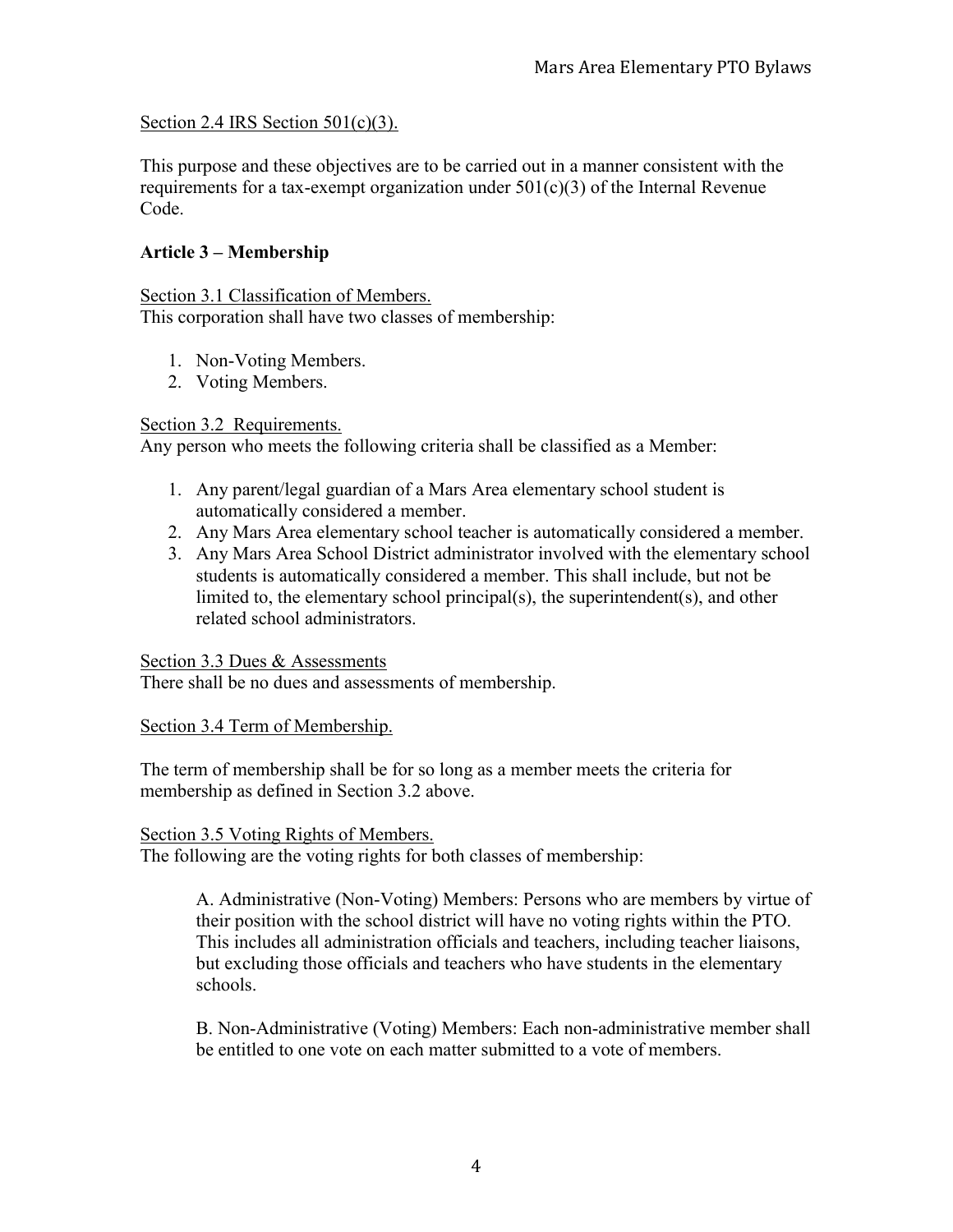Section 2.4 IRS Section 501(c)(3).

This purpose and these objectives are to be carried out in a manner consistent with the requirements for a tax-exempt organization under 501(c)(3) of the Internal Revenue Code.

## Article 3 – Membership

Section 3.1 Classification of Members.
This corporation shall have two classes of membership:

1. Non-Voting Members.
2. Voting Members.

Section 3.2 Requirements.
Any person who meets the following criteria shall be classified as a Member:

1. Any parent/legal guardian of a Mars Area elementary school student is automatically considered a member.
2. Any Mars Area elementary school teacher is automatically considered a member.
3. Any Mars Area School District administrator involved with the elementary school students is automatically considered a member. This shall include, but not be limited to, the elementary school principal(s), the superintendent(s), and other related school administrators.

Section 3.3 Dues & Assessments
There shall be no dues and assessments of membership.

Section 3.4 Term of Membership.

The term of membership shall be for so long as a member meets the criteria for membership as defined in Section 3.2 above.

Section 3.5 Voting Rights of Members.
The following are the voting rights for both classes of membership:

A. Administrative (Non-Voting) Members: Persons who are members by virtue of their position with the school district will have no voting rights within the PTO. This includes all administration officials and teachers, including teacher liaisons, but excluding those officials and teachers who have students in the elementary schools.

B. Non-Administrative (Voting) Members: Each non-administrative member shall be entitled to one vote on each matter submitted to a vote of members.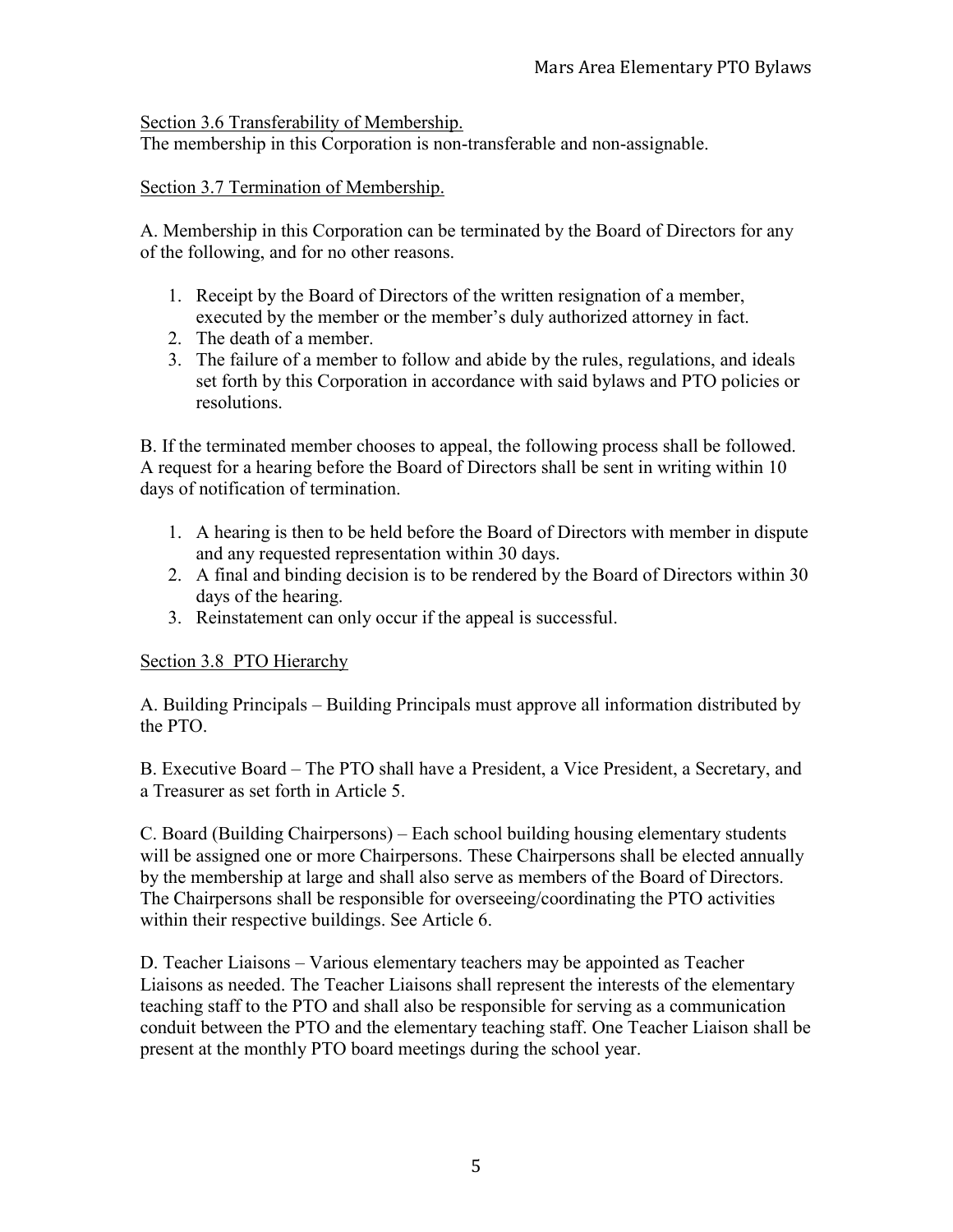<u>Section 3.6 Transferability of Membership.</u>

The membership in this Corporation is non-transferable and non-assignable.

<u>Section 3.7 Termination of Membership.</u>

A. Membership in this Corporation can be terminated by the Board of Directors for any of the following, and for no other reasons.

1. Receipt by the Board of Directors of the written resignation of a member, executed by the member or the member's duly authorized attorney in fact.
2. The death of a member.
3. The failure of a member to follow and abide by the rules, regulations, and ideals set forth by this Corporation in accordance with said bylaws and PTO policies or resolutions.

B. If the terminated member chooses to appeal, the following process shall be followed. A request for a hearing before the Board of Directors shall be sent in writing within 10 days of notification of termination.

1. A hearing is then to be held before the Board of Directors with member in dispute and any requested representation within 30 days.
2. A final and binding decision is to be rendered by the Board of Directors within 30 days of the hearing.
3. Reinstatement can only occur if the appeal is successful.

<u>Section 3.8 PTO Hierarchy</u>

A. Building Principals – Building Principals must approve all information distributed by the PTO.

B. Executive Board – The PTO shall have a President, a Vice President, a Secretary, and a Treasurer as set forth in Article 5.

C. Board (Building Chairpersons) – Each school building housing elementary students will be assigned one or more Chairpersons. These Chairpersons shall be elected annually by the membership at large and shall also serve as members of the Board of Directors. The Chairpersons shall be responsible for overseeing/coordinating the PTO activities within their respective buildings. See Article 6.

D. Teacher Liaisons – Various elementary teachers may be appointed as Teacher Liaisons as needed. The Teacher Liaisons shall represent the interests of the elementary teaching staff to the PTO and shall also be responsible for serving as a communication conduit between the PTO and the elementary teaching staff. One Teacher Liaison shall be present at the monthly PTO board meetings during the school year.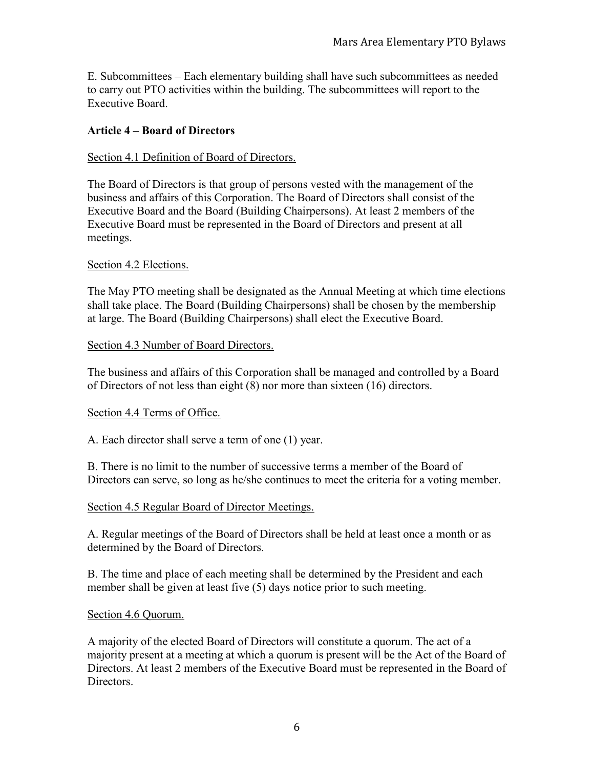E. Subcommittees – Each elementary building shall have such subcommittees as needed to carry out PTO activities within the building. The subcommittees will report to the Executive Board.

## Article 4 – Board of Directors

Section 4.1 Definition of Board of Directors.

The Board of Directors is that group of persons vested with the management of the business and affairs of this Corporation. The Board of Directors shall consist of the Executive Board and the Board (Building Chairpersons). At least 2 members of the Executive Board must be represented in the Board of Directors and present at all meetings.

Section 4.2 Elections.

The May PTO meeting shall be designated as the Annual Meeting at which time elections shall take place. The Board (Building Chairpersons) shall be chosen by the membership at large. The Board (Building Chairpersons) shall elect the Executive Board.

Section 4.3 Number of Board Directors.

The business and affairs of this Corporation shall be managed and controlled by a Board of Directors of not less than eight (8) nor more than sixteen (16) directors.

Section 4.4 Terms of Office.

A. Each director shall serve a term of one (1) year.

B. There is no limit to the number of successive terms a member of the Board of Directors can serve, so long as he/she continues to meet the criteria for a voting member.

Section 4.5 Regular Board of Director Meetings.

A. Regular meetings of the Board of Directors shall be held at least once a month or as determined by the Board of Directors.

B. The time and place of each meeting shall be determined by the President and each member shall be given at least five (5) days notice prior to such meeting.

Section 4.6 Quorum.

A majority of the elected Board of Directors will constitute a quorum. The act of a majority present at a meeting at which a quorum is present will be the Act of the Board of Directors. At least 2 members of the Executive Board must be represented in the Board of Directors.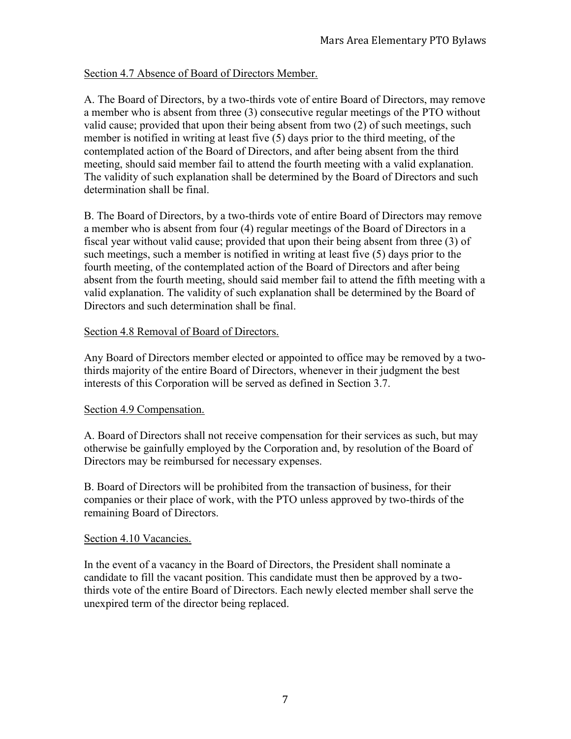Section 4.7 Absence of Board of Directors Member.

A. The Board of Directors, by a two-thirds vote of entire Board of Directors, may remove a member who is absent from three (3) consecutive regular meetings of the PTO without valid cause; provided that upon their being absent from two (2) of such meetings, such member is notified in writing at least five (5) days prior to the third meeting, of the contemplated action of the Board of Directors, and after being absent from the third meeting, should said member fail to attend the fourth meeting with a valid explanation. The validity of such explanation shall be determined by the Board of Directors and such determination shall be final.

B. The Board of Directors, by a two-thirds vote of entire Board of Directors may remove a member who is absent from four (4) regular meetings of the Board of Directors in a fiscal year without valid cause; provided that upon their being absent from three (3) of such meetings, such a member is notified in writing at least five (5) days prior to the fourth meeting, of the contemplated action of the Board of Directors and after being absent from the fourth meeting, should said member fail to attend the fifth meeting with a valid explanation. The validity of such explanation shall be determined by the Board of Directors and such determination shall be final.

Section 4.8 Removal of Board of Directors.

Any Board of Directors member elected or appointed to office may be removed by a two-thirds majority of the entire Board of Directors, whenever in their judgment the best interests of this Corporation will be served as defined in Section 3.7.

Section 4.9 Compensation.

A. Board of Directors shall not receive compensation for their services as such, but may otherwise be gainfully employed by the Corporation and, by resolution of the Board of Directors may be reimbursed for necessary expenses.

B. Board of Directors will be prohibited from the transaction of business, for their companies or their place of work, with the PTO unless approved by two-thirds of the remaining Board of Directors.

Section 4.10 Vacancies.

In the event of a vacancy in the Board of Directors, the President shall nominate a candidate to fill the vacant position. This candidate must then be approved by a two-thirds vote of the entire Board of Directors. Each newly elected member shall serve the unexpired term of the director being replaced.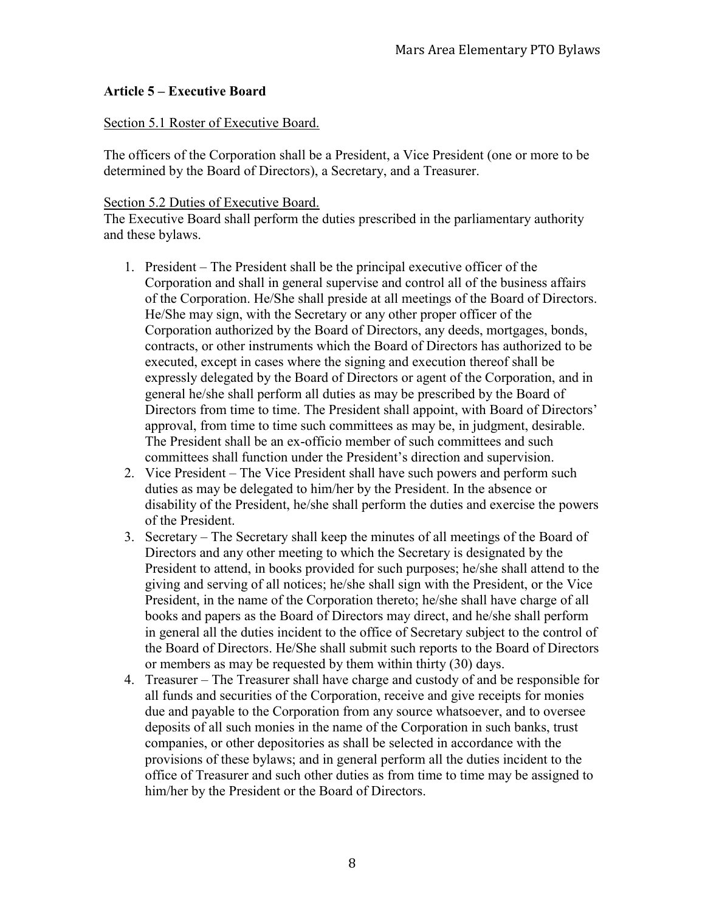## Article 5 – Executive Board

Section 5.1 Roster of Executive Board.

The officers of the Corporation shall be a President, a Vice President (one or more to be determined by the Board of Directors), a Secretary, and a Treasurer.

Section 5.2 Duties of Executive Board.

The Executive Board shall perform the duties prescribed in the parliamentary authority and these bylaws.

1. President – The President shall be the principal executive officer of the Corporation and shall in general supervise and control all of the business affairs of the Corporation. He/She shall preside at all meetings of the Board of Directors. He/She may sign, with the Secretary or any other proper officer of the Corporation authorized by the Board of Directors, any deeds, mortgages, bonds, contracts, or other instruments which the Board of Directors has authorized to be executed, except in cases where the signing and execution thereof shall be expressly delegated by the Board of Directors or agent of the Corporation, and in general he/she shall perform all duties as may be prescribed by the Board of Directors from time to time. The President shall appoint, with Board of Directors' approval, from time to time such committees as may be, in judgment, desirable. The President shall be an ex-officio member of such committees and such committees shall function under the President's direction and supervision.
2. Vice President – The Vice President shall have such powers and perform such duties as may be delegated to him/her by the President. In the absence or disability of the President, he/she shall perform the duties and exercise the powers of the President.
3. Secretary – The Secretary shall keep the minutes of all meetings of the Board of Directors and any other meeting to which the Secretary is designated by the President to attend, in books provided for such purposes; he/she shall attend to the giving and serving of all notices; he/she shall sign with the President, or the Vice President, in the name of the Corporation thereto; he/she shall have charge of all books and papers as the Board of Directors may direct, and he/she shall perform in general all the duties incident to the office of Secretary subject to the control of the Board of Directors. He/She shall submit such reports to the Board of Directors or members as may be requested by them within thirty (30) days.
4. Treasurer – The Treasurer shall have charge and custody of and be responsible for all funds and securities of the Corporation, receive and give receipts for monies due and payable to the Corporation from any source whatsoever, and to oversee deposits of all such monies in the name of the Corporation in such banks, trust companies, or other depositories as shall be selected in accordance with the provisions of these bylaws; and in general perform all the duties incident to the office of Treasurer and such other duties as from time to time may be assigned to him/her by the President or the Board of Directors.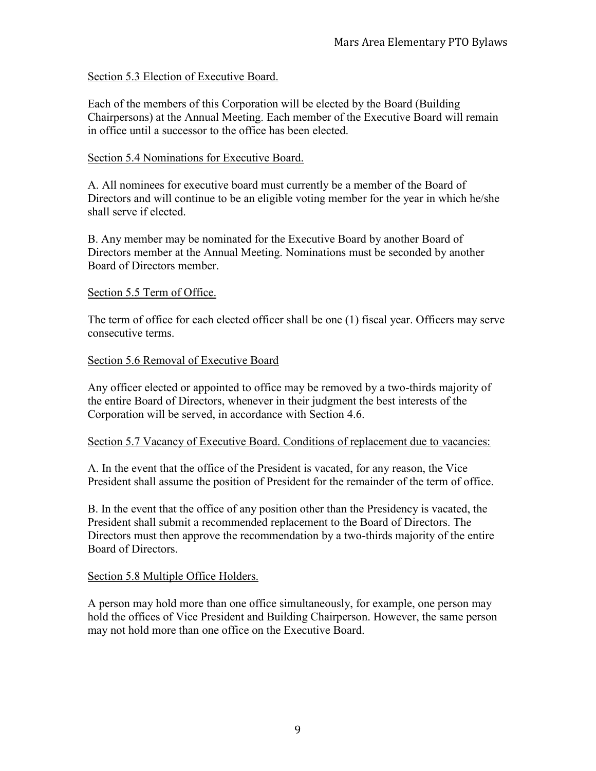## Section 5.3 Election of Executive Board.

Each of the members of this Corporation will be elected by the Board (Building Chairpersons) at the Annual Meeting. Each member of the Executive Board will remain in office until a successor to the office has been elected.

## Section 5.4 Nominations for Executive Board.

A. All nominees for executive board must currently be a member of the Board of Directors and will continue to be an eligible voting member for the year in which he/she shall serve if elected.

B. Any member may be nominated for the Executive Board by another Board of Directors member at the Annual Meeting. Nominations must be seconded by another Board of Directors member.

## Section 5.5 Term of Office.

The term of office for each elected officer shall be one (1) fiscal year. Officers may serve consecutive terms.

## Section 5.6 Removal of Executive Board

Any officer elected or appointed to office may be removed by a two-thirds majority of the entire Board of Directors, whenever in their judgment the best interests of the Corporation will be served, in accordance with Section 4.6.

## Section 5.7 Vacancy of Executive Board. Conditions of replacement due to vacancies:

A. In the event that the office of the President is vacated, for any reason, the Vice President shall assume the position of President for the remainder of the term of office.

B. In the event that the office of any position other than the Presidency is vacated, the President shall submit a recommended replacement to the Board of Directors. The Directors must then approve the recommendation by a two-thirds majority of the entire Board of Directors.

## Section 5.8 Multiple Office Holders.

A person may hold more than one office simultaneously, for example, one person may hold the offices of Vice President and Building Chairperson. However, the same person may not hold more than one office on the Executive Board.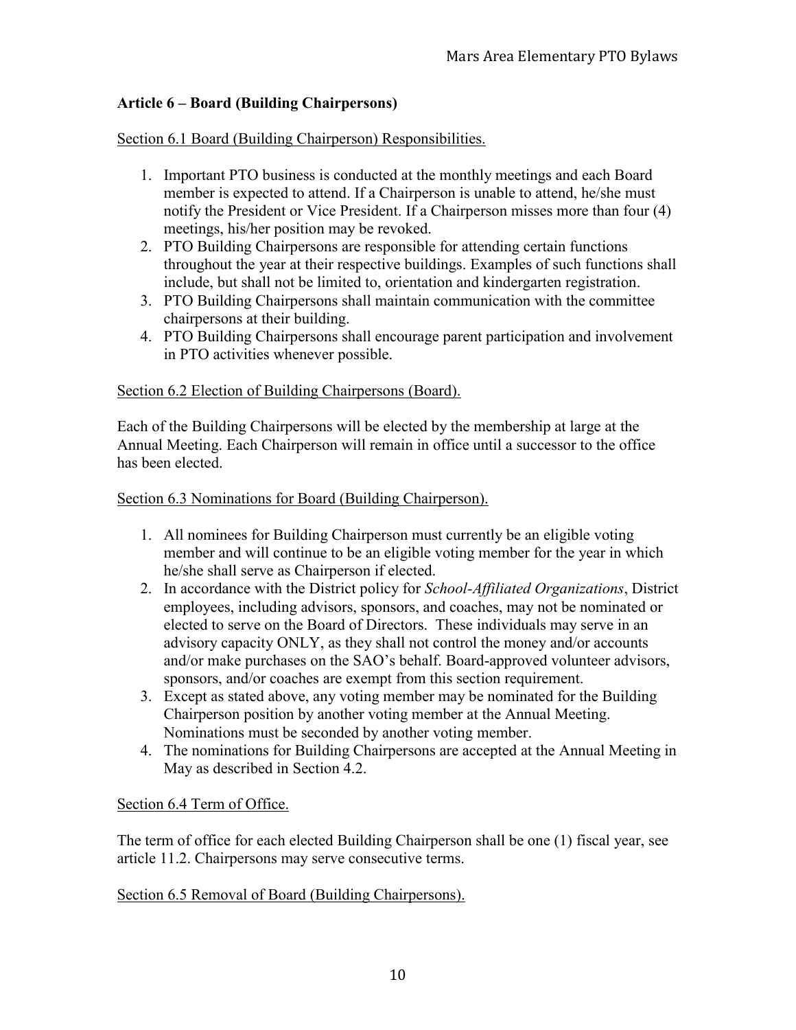## Article 6 – Board (Building Chairpersons)

Section 6.1 Board (Building Chairperson) Responsibilities.

1. Important PTO business is conducted at the monthly meetings and each Board member is expected to attend. If a Chairperson is unable to attend, he/she must notify the President or Vice President. If a Chairperson misses more than four (4) meetings, his/her position may be revoked.
2. PTO Building Chairpersons are responsible for attending certain functions throughout the year at their respective buildings. Examples of such functions shall include, but shall not be limited to, orientation and kindergarten registration.
3. PTO Building Chairpersons shall maintain communication with the committee chairpersons at their building.
4. PTO Building Chairpersons shall encourage parent participation and involvement in PTO activities whenever possible.

Section 6.2 Election of Building Chairpersons (Board).

Each of the Building Chairpersons will be elected by the membership at large at the Annual Meeting. Each Chairperson will remain in office until a successor to the office has been elected.

Section 6.3 Nominations for Board (Building Chairperson).

1. All nominees for Building Chairperson must currently be an eligible voting member and will continue to be an eligible voting member for the year in which he/she shall serve as Chairperson if elected.
2. In accordance with the District policy for *School-Affiliated Organizations*, District employees, including advisors, sponsors, and coaches, may not be nominated or elected to serve on the Board of Directors. These individuals may serve in an advisory capacity ONLY, as they shall not control the money and/or accounts and/or make purchases on the SAO's behalf. Board-approved volunteer advisors, sponsors, and/or coaches are exempt from this section requirement.
3. Except as stated above, any voting member may be nominated for the Building Chairperson position by another voting member at the Annual Meeting. Nominations must be seconded by another voting member.
4. The nominations for Building Chairpersons are accepted at the Annual Meeting in May as described in Section 4.2.

Section 6.4 Term of Office.

The term of office for each elected Building Chairperson shall be one (1) fiscal year, see article 11.2. Chairpersons may serve consecutive terms.

Section 6.5 Removal of Board (Building Chairpersons).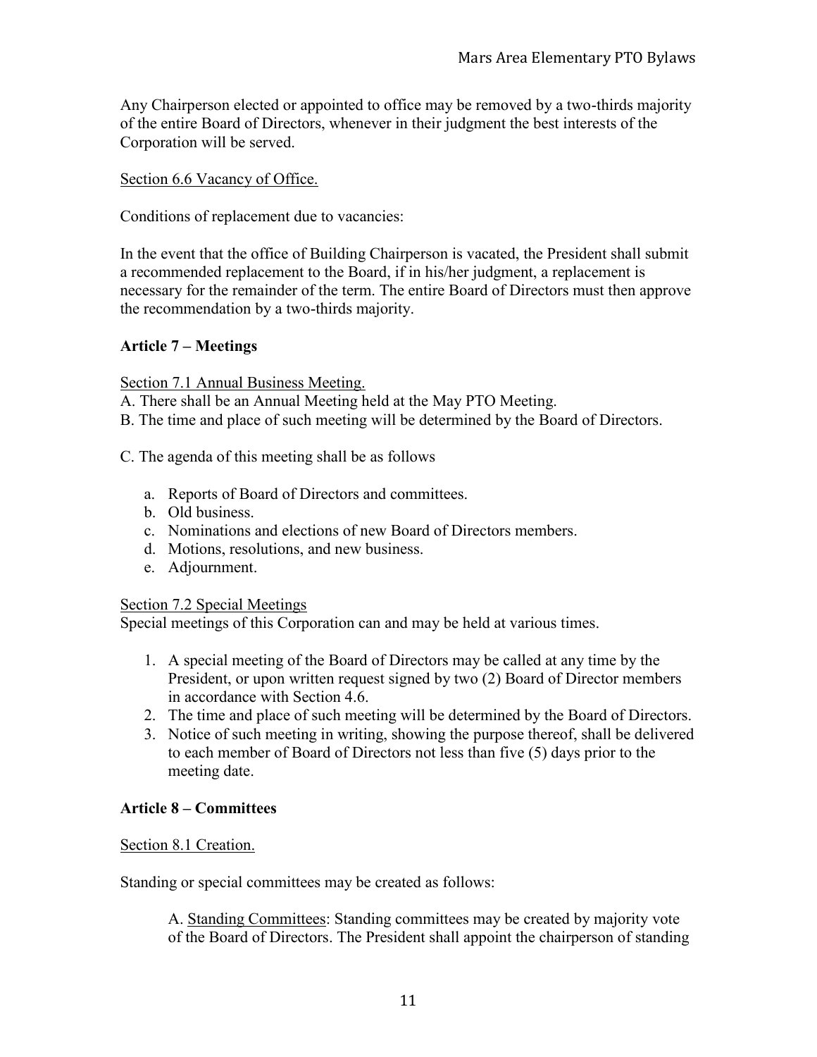Any Chairperson elected or appointed to office may be removed by a two-thirds majority of the entire Board of Directors, whenever in their judgment the best interests of the Corporation will be served.

<u>Section 6.6 Vacancy of Office.</u>

Conditions of replacement due to vacancies:

In the event that the office of Building Chairperson is vacated, the President shall submit a recommended replacement to the Board, if in his/her judgment, a replacement is necessary for the remainder of the term. The entire Board of Directors must then approve the recommendation by a two-thirds majority.

## Article 7 – Meetings

<u>Section 7.1 Annual Business Meeting.</u>

A. There shall be an Annual Meeting held at the May PTO Meeting.

B. The time and place of such meeting will be determined by the Board of Directors.

C. The agenda of this meeting shall be as follows

a. Reports of Board of Directors and committees.
b. Old business.
c. Nominations and elections of new Board of Directors members.
d. Motions, resolutions, and new business.
e. Adjournment.

<u>Section 7.2 Special Meetings</u>

Special meetings of this Corporation can and may be held at various times.

1. A special meeting of the Board of Directors may be called at any time by the President, or upon written request signed by two (2) Board of Director members in accordance with Section 4.6.
2. The time and place of such meeting will be determined by the Board of Directors.
3. Notice of such meeting in writing, showing the purpose thereof, shall be delivered to each member of Board of Directors not less than five (5) days prior to the meeting date.

## Article 8 – Committees

<u>Section 8.1 Creation.</u>

Standing or special committees may be created as follows:

A. <u>Standing Committees</u>: Standing committees may be created by majority vote of the Board of Directors. The President shall appoint the chairperson of standing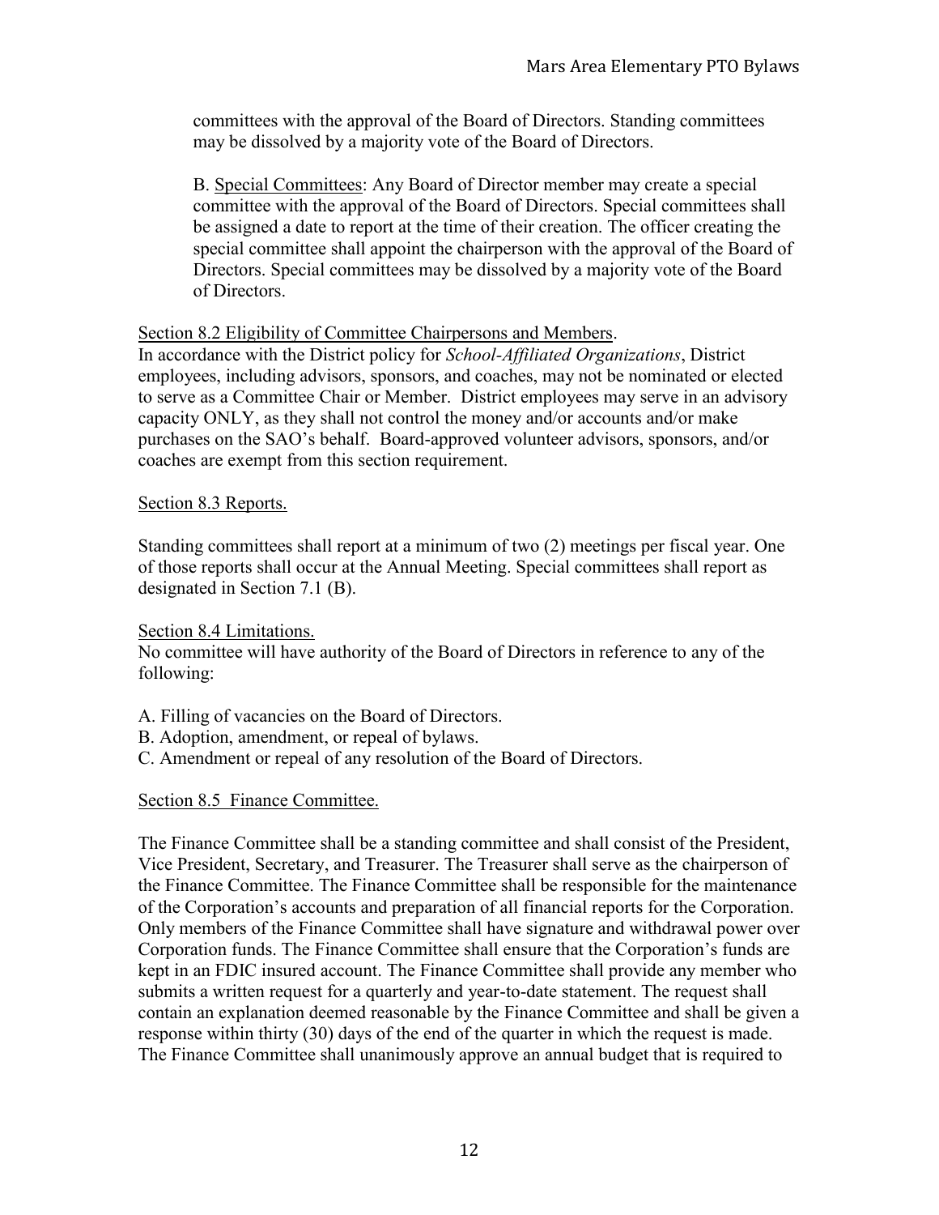committees with the approval of the Board of Directors. Standing committees may be dissolved by a majority vote of the Board of Directors.

B. Special Committees: Any Board of Director member may create a special committee with the approval of the Board of Directors. Special committees shall be assigned a date to report at the time of their creation. The officer creating the special committee shall appoint the chairperson with the approval of the Board of Directors. Special committees may be dissolved by a majority vote of the Board of Directors.

Section 8.2 Eligibility of Committee Chairpersons and Members.

In accordance with the District policy for *School-Affiliated Organizations*, District employees, including advisors, sponsors, and coaches, may not be nominated or elected to serve as a Committee Chair or Member. District employees may serve in an advisory capacity ONLY, as they shall not control the money and/or accounts and/or make purchases on the SAO's behalf. Board-approved volunteer advisors, sponsors, and/or coaches are exempt from this section requirement.

Section 8.3 Reports.

Standing committees shall report at a minimum of two (2) meetings per fiscal year. One of those reports shall occur at the Annual Meeting. Special committees shall report as designated in Section 7.1 (B).

Section 8.4 Limitations.

No committee will have authority of the Board of Directors in reference to any of the following:

A. Filling of vacancies on the Board of Directors.
B. Adoption, amendment, or repeal of bylaws.
C. Amendment or repeal of any resolution of the Board of Directors.

Section 8.5 Finance Committee.

The Finance Committee shall be a standing committee and shall consist of the President, Vice President, Secretary, and Treasurer. The Treasurer shall serve as the chairperson of the Finance Committee. The Finance Committee shall be responsible for the maintenance of the Corporation's accounts and preparation of all financial reports for the Corporation. Only members of the Finance Committee shall have signature and withdrawal power over Corporation funds. The Finance Committee shall ensure that the Corporation's funds are kept in an FDIC insured account. The Finance Committee shall provide any member who submits a written request for a quarterly and year-to-date statement. The request shall contain an explanation deemed reasonable by the Finance Committee and shall be given a response within thirty (30) days of the end of the quarter in which the request is made. The Finance Committee shall unanimously approve an annual budget that is required to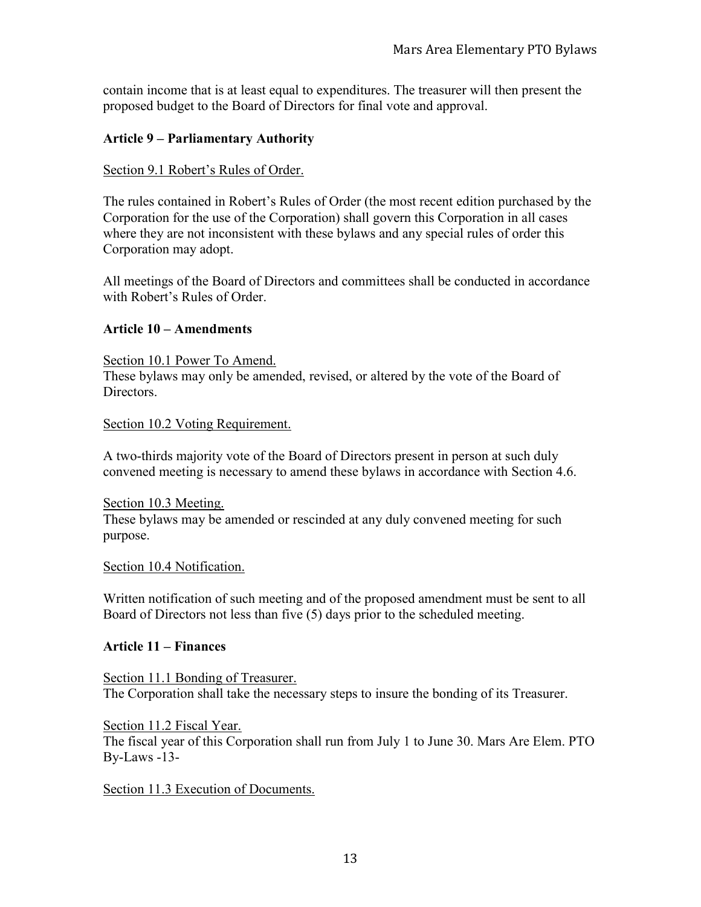contain income that is at least equal to expenditures. The treasurer will then present the proposed budget to the Board of Directors for final vote and approval.

## Article 9 – Parliamentary Authority

Section 9.1 Robert's Rules of Order.

The rules contained in Robert's Rules of Order (the most recent edition purchased by the Corporation for the use of the Corporation) shall govern this Corporation in all cases where they are not inconsistent with these bylaws and any special rules of order this Corporation may adopt.

All meetings of the Board of Directors and committees shall be conducted in accordance with Robert's Rules of Order.

## Article 10 – Amendments

Section 10.1 Power To Amend.
These bylaws may only be amended, revised, or altered by the vote of the Board of Directors.

Section 10.2 Voting Requirement.

A two-thirds majority vote of the Board of Directors present in person at such duly convened meeting is necessary to amend these bylaws in accordance with Section 4.6.

Section 10.3 Meeting.
These bylaws may be amended or rescinded at any duly convened meeting for such purpose.

Section 10.4 Notification.

Written notification of such meeting and of the proposed amendment must be sent to all Board of Directors not less than five (5) days prior to the scheduled meeting.

## Article 11 – Finances

Section 11.1 Bonding of Treasurer.
The Corporation shall take the necessary steps to insure the bonding of its Treasurer.

Section 11.2 Fiscal Year.
The fiscal year of this Corporation shall run from July 1 to June 30. Mars Are Elem. PTO By-Laws -13-

Section 11.3 Execution of Documents.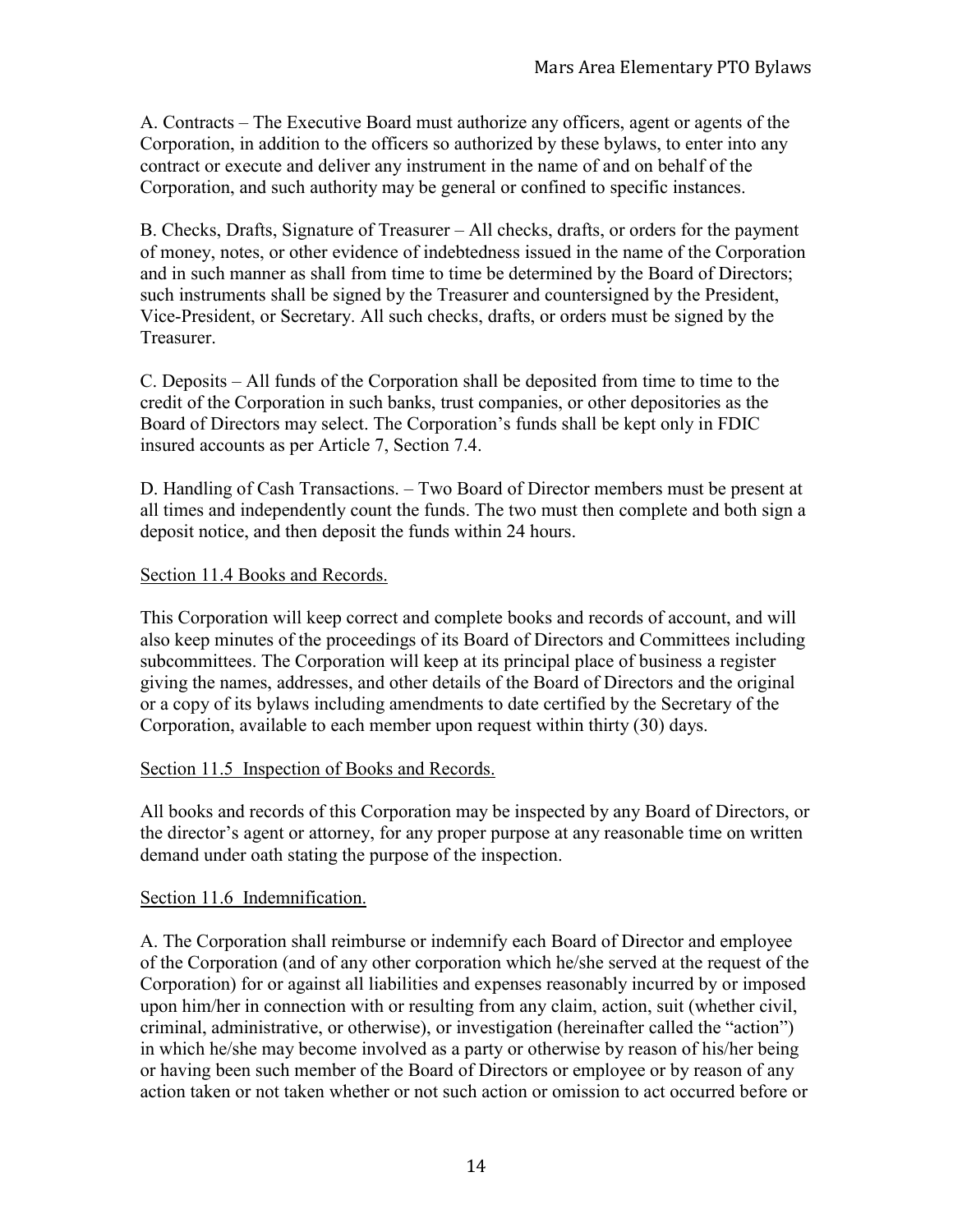A. Contracts – The Executive Board must authorize any officers, agent or agents of the Corporation, in addition to the officers so authorized by these bylaws, to enter into any contract or execute and deliver any instrument in the name of and on behalf of the Corporation, and such authority may be general or confined to specific instances.

B. Checks, Drafts, Signature of Treasurer – All checks, drafts, or orders for the payment of money, notes, or other evidence of indebtedness issued in the name of the Corporation and in such manner as shall from time to time be determined by the Board of Directors; such instruments shall be signed by the Treasurer and countersigned by the President, Vice-President, or Secretary. All such checks, drafts, or orders must be signed by the Treasurer.

C. Deposits – All funds of the Corporation shall be deposited from time to time to the credit of the Corporation in such banks, trust companies, or other depositories as the Board of Directors may select. The Corporation's funds shall be kept only in FDIC insured accounts as per Article 7, Section 7.4.

D. Handling of Cash Transactions. – Two Board of Director members must be present at all times and independently count the funds. The two must then complete and both sign a deposit notice, and then deposit the funds within 24 hours.

Section 11.4 Books and Records.

This Corporation will keep correct and complete books and records of account, and will also keep minutes of the proceedings of its Board of Directors and Committees including subcommittees. The Corporation will keep at its principal place of business a register giving the names, addresses, and other details of the Board of Directors and the original or a copy of its bylaws including amendments to date certified by the Secretary of the Corporation, available to each member upon request within thirty (30) days.

Section 11.5 Inspection of Books and Records.

All books and records of this Corporation may be inspected by any Board of Directors, or the director's agent or attorney, for any proper purpose at any reasonable time on written demand under oath stating the purpose of the inspection.

Section 11.6 Indemnification.

A. The Corporation shall reimburse or indemnify each Board of Director and employee of the Corporation (and of any other corporation which he/she served at the request of the Corporation) for or against all liabilities and expenses reasonably incurred by or imposed upon him/her in connection with or resulting from any claim, action, suit (whether civil, criminal, administrative, or otherwise), or investigation (hereinafter called the "action") in which he/she may become involved as a party or otherwise by reason of his/her being or having been such member of the Board of Directors or employee or by reason of any action taken or not taken whether or not such action or omission to act occurred before or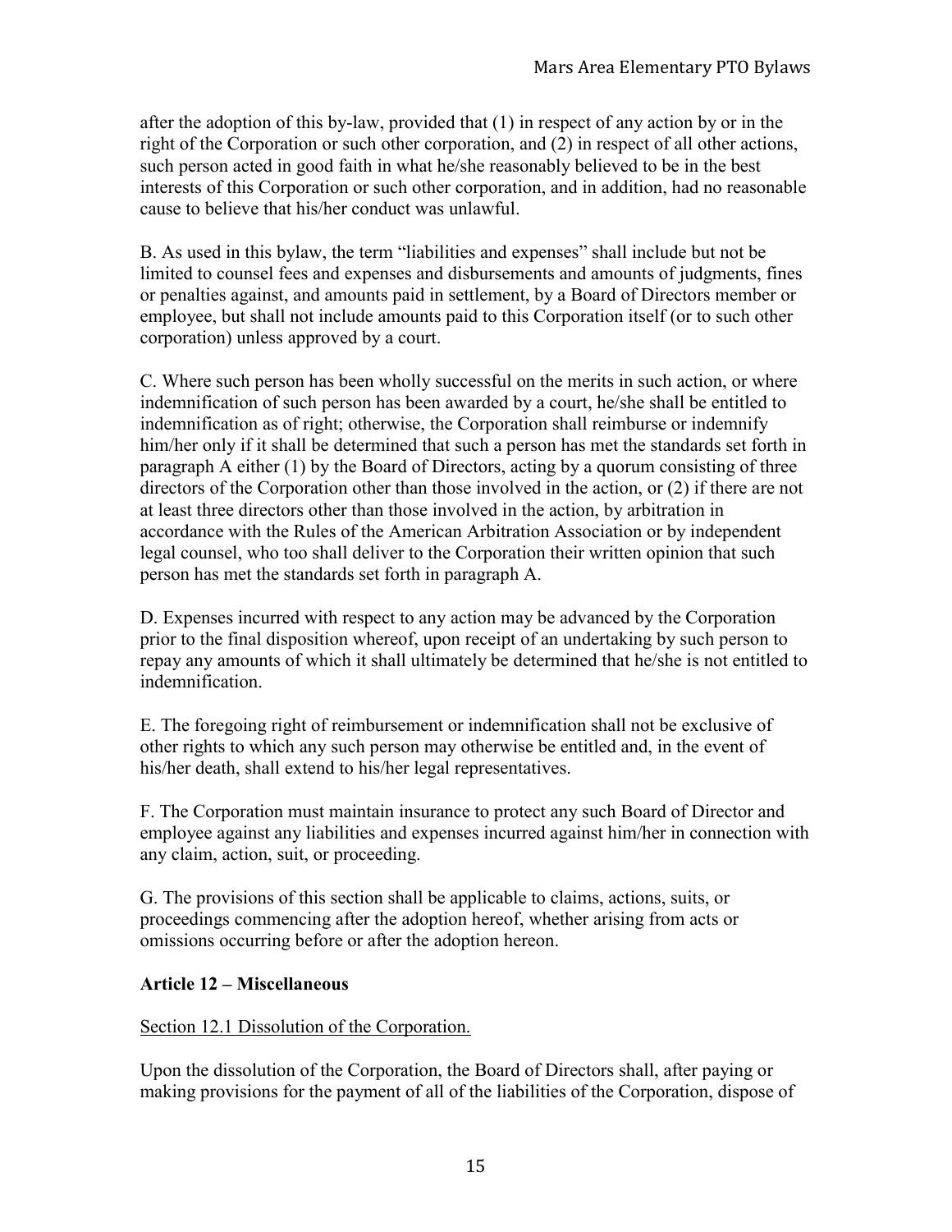after the adoption of this by-law, provided that (1) in respect of any action by or in the right of the Corporation or such other corporation, and (2) in respect of all other actions, such person acted in good faith in what he/she reasonably believed to be in the best interests of this Corporation or such other corporation, and in addition, had no reasonable cause to believe that his/her conduct was unlawful.

B. As used in this bylaw, the term "liabilities and expenses" shall include but not be limited to counsel fees and expenses and disbursements and amounts of judgments, fines or penalties against, and amounts paid in settlement, by a Board of Directors member or employee, but shall not include amounts paid to this Corporation itself (or to such other corporation) unless approved by a court.

C. Where such person has been wholly successful on the merits in such action, or where indemnification of such person has been awarded by a court, he/she shall be entitled to indemnification as of right; otherwise, the Corporation shall reimburse or indemnify him/her only if it shall be determined that such a person has met the standards set forth in paragraph A either (1) by the Board of Directors, acting by a quorum consisting of three directors of the Corporation other than those involved in the action, or (2) if there are not at least three directors other than those involved in the action, by arbitration in accordance with the Rules of the American Arbitration Association or by independent legal counsel, who too shall deliver to the Corporation their written opinion that such person has met the standards set forth in paragraph A.

D. Expenses incurred with respect to any action may be advanced by the Corporation prior to the final disposition whereof, upon receipt of an undertaking by such person to repay any amounts of which it shall ultimately be determined that he/she is not entitled to indemnification.

E. The foregoing right of reimbursement or indemnification shall not be exclusive of other rights to which any such person may otherwise be entitled and, in the event of his/her death, shall extend to his/her legal representatives.

F. The Corporation must maintain insurance to protect any such Board of Director and employee against any liabilities and expenses incurred against him/her in connection with any claim, action, suit, or proceeding.

G. The provisions of this section shall be applicable to claims, actions, suits, or proceedings commencing after the adoption hereof, whether arising from acts or omissions occurring before or after the adoption hereon.

## Article 12 – Miscellaneous

Section 12.1 Dissolution of the Corporation.

Upon the dissolution of the Corporation, the Board of Directors shall, after paying or making provisions for the payment of all of the liabilities of the Corporation, dispose of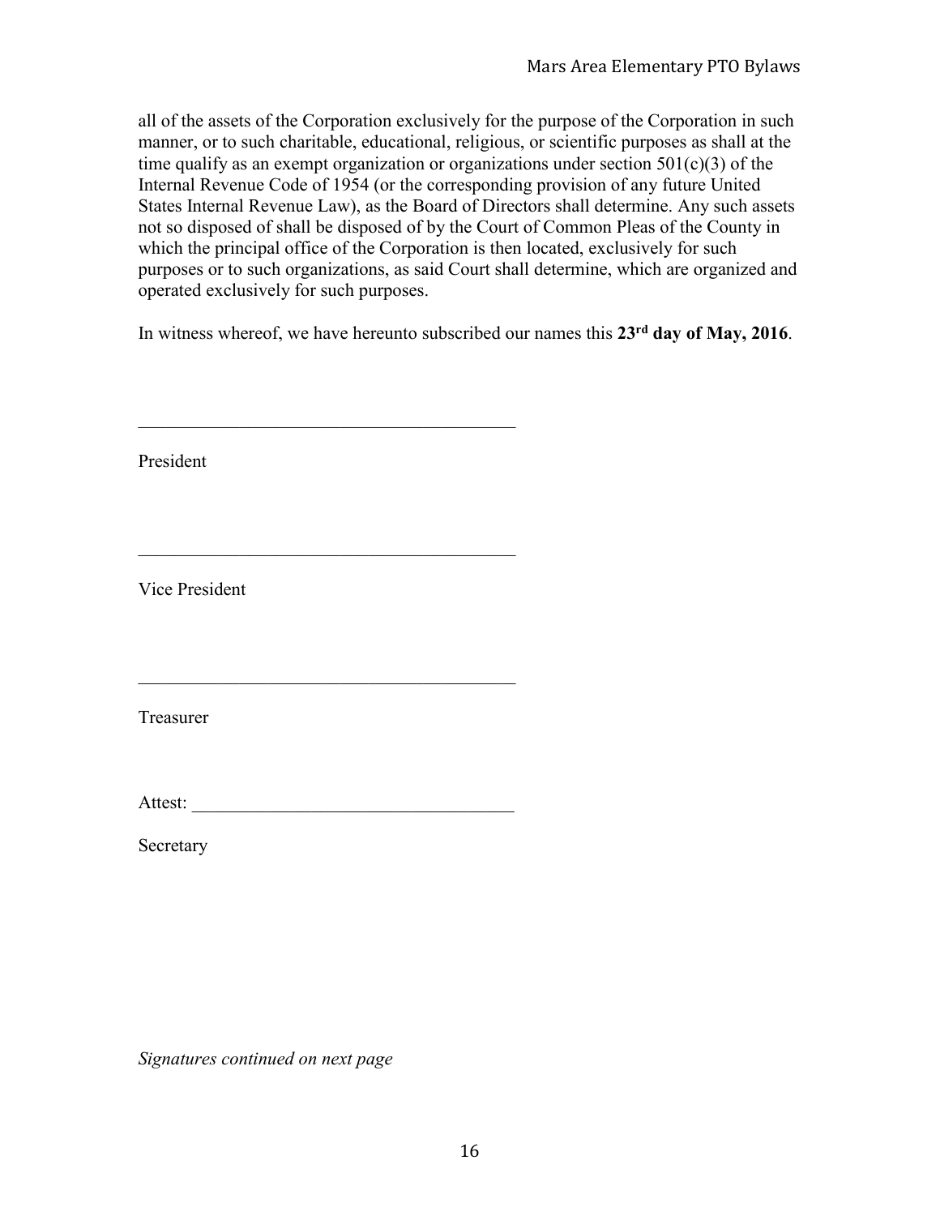all of the assets of the Corporation exclusively for the purpose of the Corporation in such manner, or to such charitable, educational, religious, or scientific purposes as shall at the time qualify as an exempt organization or organizations under section 501(c)(3) of the Internal Revenue Code of 1954 (or the corresponding provision of any future United States Internal Revenue Law), as the Board of Directors shall determine. Any such assets not so disposed of shall be disposed of by the Court of Common Pleas of the County in which the principal office of the Corporation is then located, exclusively for such purposes or to such organizations, as said Court shall determine, which are organized and operated exclusively for such purposes.

In witness whereof, we have hereunto subscribed our names this **23rd day of May, 2016**.

\_\_\_\_\_\_\_\_\_\_\_\_\_\_\_\_\_\_\_\_\_\_\_\_\_\_\_\_\_\_\_\_\_\_\_\_\_\_\_\_

President

\_\_\_\_\_\_\_\_\_\_\_\_\_\_\_\_\_\_\_\_\_\_\_\_\_\_\_\_\_\_\_\_\_\_\_\_\_\_\_\_

Vice President

\_\_\_\_\_\_\_\_\_\_\_\_\_\_\_\_\_\_\_\_\_\_\_\_\_\_\_\_\_\_\_\_\_\_\_\_\_\_\_\_

Treasurer

Attest: \_\_\_\_\_\_\_\_\_\_\_\_\_\_\_\_\_\_\_\_\_\_\_\_\_\_\_\_\_\_\_\_\_\_\_

Secretary

*Signatures continued on next page*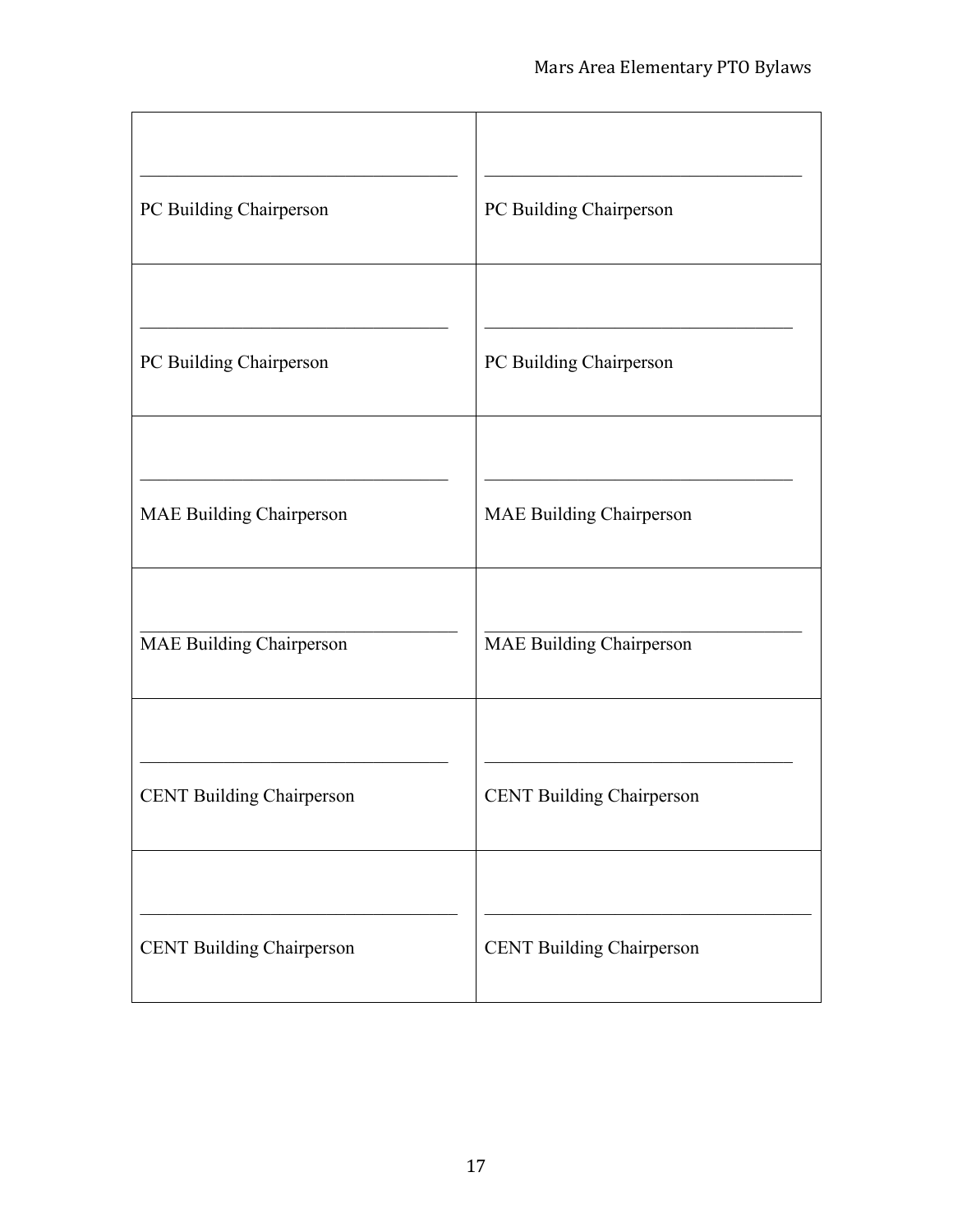| | |
|---|---|
| \_\_\_\_\_\_\_\_\_\_\_\_\_\_\_\_\_\_\_\_\_\_\_\_\_\_\_\_\_\_\_\_\_\_ PC Building Chairperson | \_\_\_\_\_\_\_\_\_\_\_\_\_\_\_\_\_\_\_\_\_\_\_\_\_\_\_\_\_\_\_\_\_\_ PC Building Chairperson |
| \_\_\_\_\_\_\_\_\_\_\_\_\_\_\_\_\_\_\_\_\_\_\_\_\_\_\_\_\_\_\_\_\_\_ PC Building Chairperson | \_\_\_\_\_\_\_\_\_\_\_\_\_\_\_\_\_\_\_\_\_\_\_\_\_\_\_\_\_\_\_\_\_\_ PC Building Chairperson |
| \_\_\_\_\_\_\_\_\_\_\_\_\_\_\_\_\_\_\_\_\_\_\_\_\_\_\_\_\_\_\_\_\_\_ MAE Building Chairperson | \_\_\_\_\_\_\_\_\_\_\_\_\_\_\_\_\_\_\_\_\_\_\_\_\_\_\_\_\_\_\_\_\_\_ MAE Building Chairperson |
| \_\_\_\_\_\_\_\_\_\_\_\_\_\_\_\_\_\_\_\_\_\_\_\_\_\_\_\_\_\_\_\_\_\_ MAE Building Chairperson | \_\_\_\_\_\_\_\_\_\_\_\_\_\_\_\_\_\_\_\_\_\_\_\_\_\_\_\_\_\_\_\_\_\_ MAE Building Chairperson |
| \_\_\_\_\_\_\_\_\_\_\_\_\_\_\_\_\_\_\_\_\_\_\_\_\_\_\_\_\_\_\_\_\_\_ CENT Building Chairperson | \_\_\_\_\_\_\_\_\_\_\_\_\_\_\_\_\_\_\_\_\_\_\_\_\_\_\_\_\_\_\_\_\_\_ CENT Building Chairperson |
| \_\_\_\_\_\_\_\_\_\_\_\_\_\_\_\_\_\_\_\_\_\_\_\_\_\_\_\_\_\_\_\_\_\_ CENT Building Chairperson | \_\_\_\_\_\_\_\_\_\_\_\_\_\_\_\_\_\_\_\_\_\_\_\_\_\_\_\_\_\_\_\_\_\_ CENT Building Chairperson |